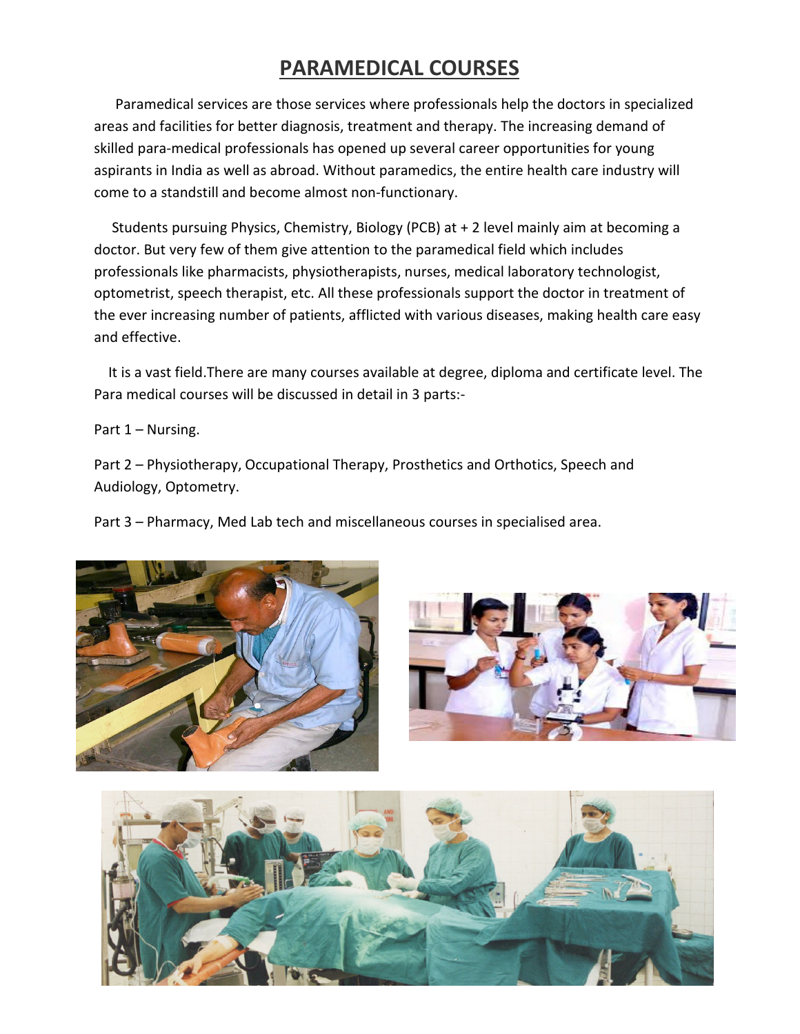# PARAMEDICAL COURSES

Paramedical services are those services where professionals help the doctors in specialized areas and facilities for better diagnosis, treatment and therapy. The increasing demand of skilled para-medical professionals has opened up several career opportunities for young aspirants in India as well as abroad. Without paramedics, the entire health care industry will come to a standstill and become almost non-functionary.

Students pursuing Physics, Chemistry, Biology (PCB) at + 2 level mainly aim at becoming a doctor. But very few of them give attention to the paramedical field which includes professionals like pharmacists, physiotherapists, nurses, medical laboratory technologist, optometrist, speech therapist, etc. All these professionals support the doctor in treatment of the ever increasing number of patients, afflicted with various diseases, making health care easy and effective.

It is a vast field.There are many courses available at degree, diploma and certificate level. The Para medical courses will be discussed in detail in 3 parts:-

Part 1 – Nursing.

Part 2 – Physiotherapy, Occupational Therapy, Prosthetics and Orthotics, Speech and Audiology, Optometry.

Part 3 – Pharmacy, Med Lab tech and miscellaneous courses in specialised area.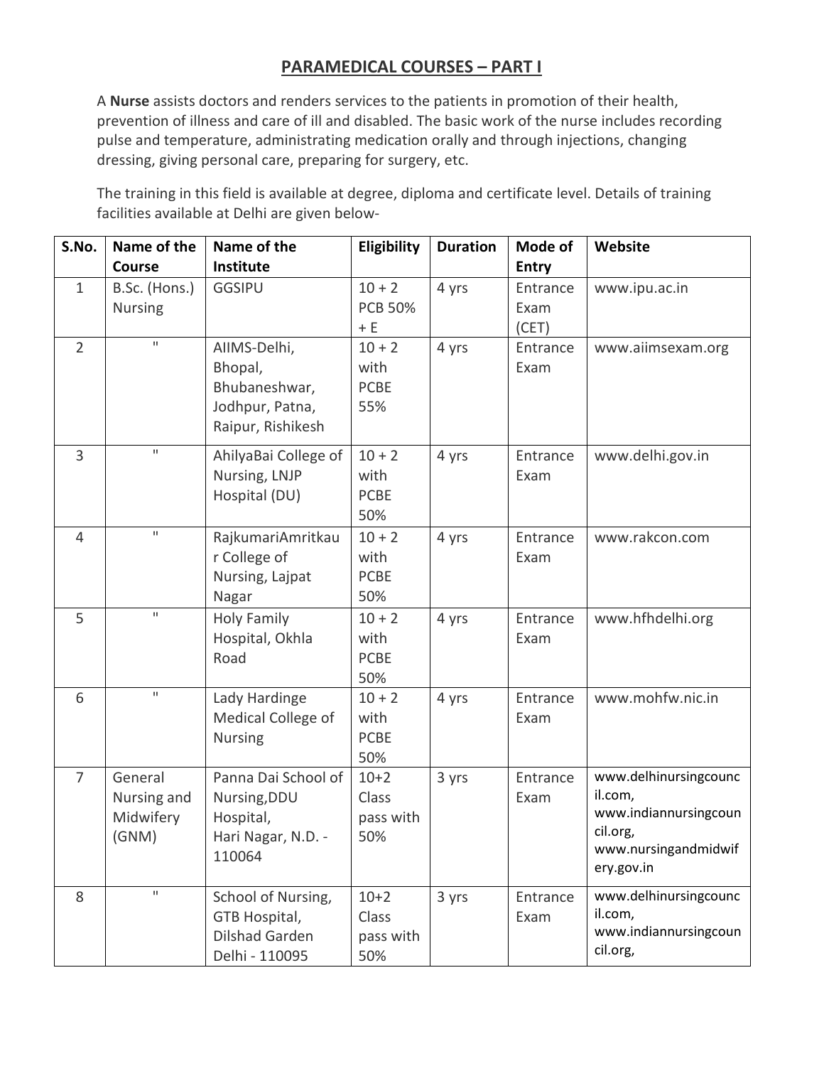## PARAMEDICAL COURSES – PART I

A **Nurse** assists doctors and renders services to the patients in promotion of their health, prevention of illness and care of ill and disabled. The basic work of the nurse includes recording pulse and temperature, administrating medication orally and through injections, changing dressing, giving personal care, preparing for surgery, etc.

The training in this field is available at degree, diploma and certificate level. Details of training facilities available at Delhi are given below-

| S.No. | Name of the Course | Name of the Institute | Eligibility | Duration | Mode of Entry | Website |
|---|---|---|---|---|---|---|
| 1 | B.Sc. (Hons.) Nursing | GGSIPU | 10 + 2 PCB 50% + E | 4 yrs | Entrance Exam (CET) | www.ipu.ac.in |
| 2 | " | AIIMS-Delhi, Bhopal, Bhubaneshwar, Jodhpur, Patna, Raipur, Rishikesh | 10 + 2 with PCBE 55% | 4 yrs | Entrance Exam | www.aiimsexam.org |
| 3 | " | AhilyaBai College of Nursing, LNJP Hospital (DU) | 10 + 2 with PCBE 50% | 4 yrs | Entrance Exam | www.delhi.gov.in |
| 4 | " | RajkumariAmritkaur College of Nursing, Lajpat Nagar | 10 + 2 with PCBE 50% | 4 yrs | Entrance Exam | www.rakcon.com |
| 5 | " | Holy Family Hospital, Okhla Road | 10 + 2 with PCBE 50% | 4 yrs | Entrance Exam | www.hfhdelhi.org |
| 6 | " | Lady Hardinge Medical College of Nursing | 10 + 2 with PCBE 50% | 4 yrs | Entrance Exam | www.mohfw.nic.in |
| 7 | General Nursing and Midwifery (GNM) | Panna Dai School of Nursing,DDU Hospital, Hari Nagar, N.D. - 110064 | 10+2 Class pass with 50% | 3 yrs | Entrance Exam | www.delhinursingcouncil.com, www.indiannursingcouncil.org, www.nursingandmidwifery.gov.in |
| 8 | " | School of Nursing, GTB Hospital, Dilshad Garden Delhi - 110095 | 10+2 Class pass with 50% | 3 yrs | Entrance Exam | www.delhinursingcouncil.com, www.indiannursingcouncil.org, |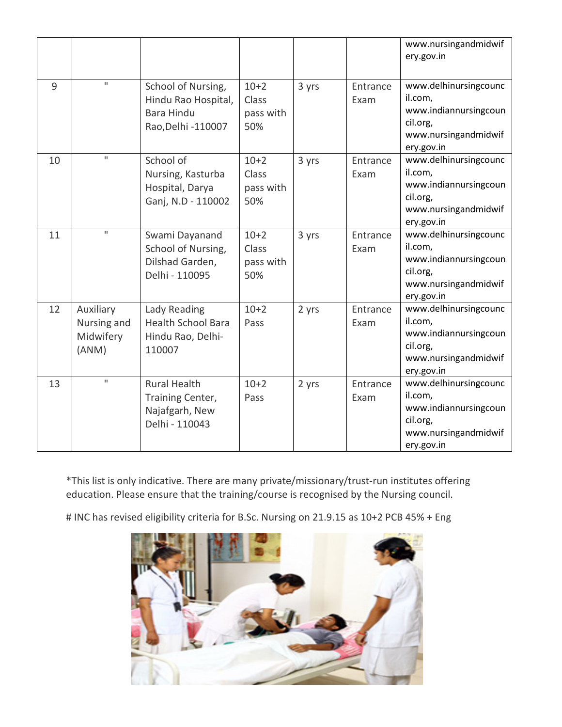| | | | | | | |
|---|---|---|---|---|---|---|
| | | | | | | www.nursingandmidwifery.gov.in |
| 9 | " | School of Nursing, Hindu Rao Hospital, Bara Hindu Rao,Delhi -110007 | 10+2 Class pass with 50% | 3 yrs | Entrance Exam | www.delhinursingcouncil.com, www.indiannursingcouncil.org, www.nursingandmidwifery.gov.in |
| 10 | " | School of Nursing, Kasturba Hospital, Darya Ganj, N.D - 110002 | 10+2 Class pass with 50% | 3 yrs | Entrance Exam | www.delhinursingcouncil.com, www.indiannursingcouncil.org, www.nursingandmidwifery.gov.in |
| 11 | " | Swami Dayanand School of Nursing, Dilshad Garden, Delhi - 110095 | 10+2 Class pass with 50% | 3 yrs | Entrance Exam | www.delhinursingcouncil.com, www.indiannursingcouncil.org, www.nursingandmidwifery.gov.in |
| 12 | Auxiliary Nursing and Midwifery (ANM) | Lady Reading Health School Bara Hindu Rao, Delhi-110007 | 10+2 Pass | 2 yrs | Entrance Exam | www.delhinursingcouncil.com, www.indiannursingcouncil.org, www.nursingandmidwifery.gov.in |
| 13 | " | Rural Health Training Center, Najafgarh, New Delhi - 110043 | 10+2 Pass | 2 yrs | Entrance Exam | www.delhinursingcouncil.com, www.indiannursingcouncil.org, www.nursingandmidwifery.gov.in |

*This list is only indicative. There are many private/missionary/trust-run institutes offering education. Please ensure that the training/course is recognised by the Nursing council.

# INC has revised eligibility criteria for B.Sc. Nursing on 21.9.15 as 10+2 PCB 45% + Eng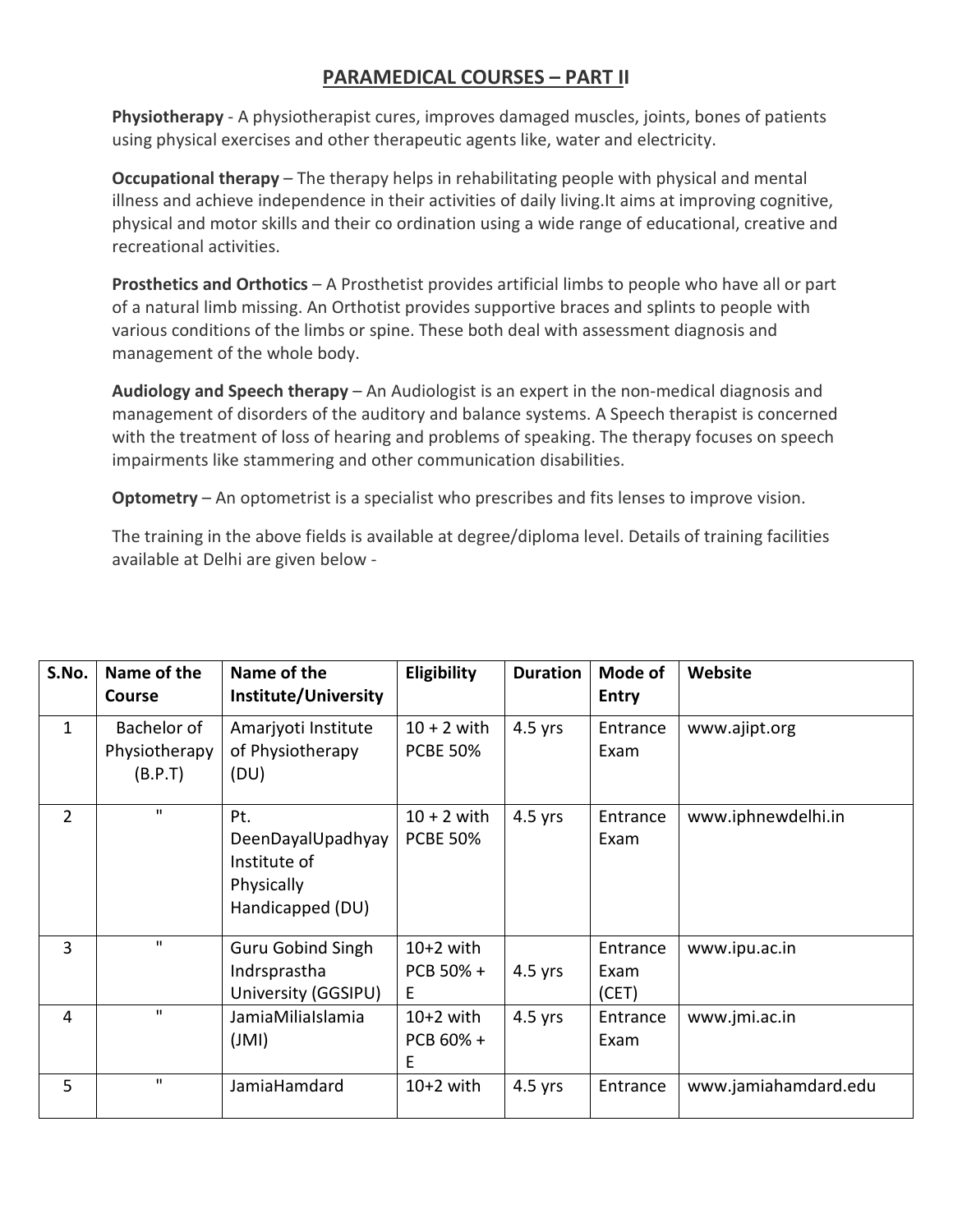## PARAMEDICAL COURSES – PART II

**Physiotherapy** - A physiotherapist cures, improves damaged muscles, joints, bones of patients using physical exercises and other therapeutic agents like, water and electricity.

**Occupational therapy** – The therapy helps in rehabilitating people with physical and mental illness and achieve independence in their activities of daily living.It aims at improving cognitive, physical and motor skills and their co ordination using a wide range of educational, creative and recreational activities.

**Prosthetics and Orthotics** – A Prosthetist provides artificial limbs to people who have all or part of a natural limb missing. An Orthotist provides supportive braces and splints to people with various conditions of the limbs or spine. These both deal with assessment diagnosis and management of the whole body.

**Audiology and Speech therapy** – An Audiologist is an expert in the non-medical diagnosis and management of disorders of the auditory and balance systems. A Speech therapist is concerned with the treatment of loss of hearing and problems of speaking. The therapy focuses on speech impairments like stammering and other communication disabilities.

**Optometry** – An optometrist is a specialist who prescribes and fits lenses to improve vision.

The training in the above fields is available at degree/diploma level. Details of training facilities available at Delhi are given below -

| S.No. | Name of the Course | Name of the Institute/University | Eligibility | Duration | Mode of Entry | Website |
|---|---|---|---|---|---|---|
| 1 | Bachelor of Physiotherapy (B.P.T) | Amarjyoti Institute of Physiotherapy (DU) | 10 + 2 with PCBE 50% | 4.5 yrs | Entrance Exam | www.ajipt.org |
| 2 | " | Pt. DeenDayalUpadhyay Institute of Physically Handicapped (DU) | 10 + 2 with PCBE 50% | 4.5 yrs | Entrance Exam | www.iphnewdelhi.in |
| 3 | " | Guru Gobind Singh Indrsprastha University (GGSIPU) | 10+2 with PCB 50% + E | 4.5 yrs | Entrance Exam (CET) | www.ipu.ac.in |
| 4 | " | JamiaMiliaIslamia (JMI) | 10+2 with PCB 60% + E | 4.5 yrs | Entrance Exam | www.jmi.ac.in |
| 5 | " | JamiaHamdard | 10+2 with | 4.5 yrs | Entrance | www.jamiahamdard.edu |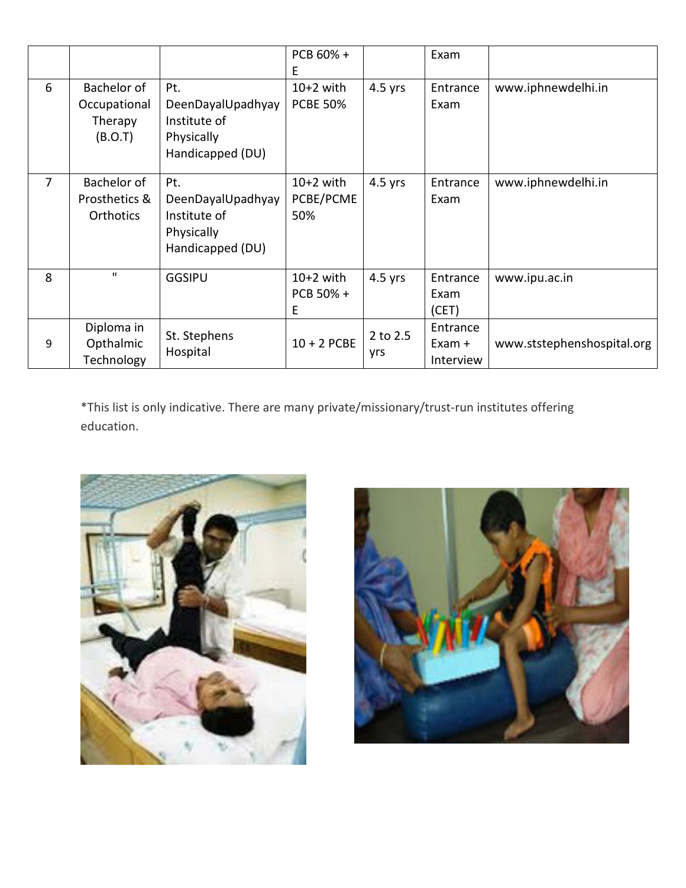| | | | PCB 60% + E | | Exam | |
|---|---|---|---|---|---|---|
| 6 | Bachelor of Occupational Therapy (B.O.T) | Pt. DeenDayalUpadhyay Institute of Physically Handicapped (DU) | 10+2 with PCBE 50% | 4.5 yrs | Entrance Exam | www.iphnewdelhi.in |
| 7 | Bachelor of Prosthetics & Orthotics | Pt. DeenDayalUpadhyay Institute of Physically Handicapped (DU) | 10+2 with PCBE/PCME 50% | 4.5 yrs | Entrance Exam | www.iphnewdelhi.in |
| 8 | " | GGSIPU | 10+2 with PCB 50% + E | 4.5 yrs | Entrance Exam (CET) | www.ipu.ac.in |
| 9 | Diploma in Opthalmic Technology | St. Stephens Hospital | 10 + 2 PCBE | 2 to 2.5 yrs | Entrance Exam + Interview | www.ststephenshospital.org |

*This list is only indicative. There are many private/missionary/trust-run institutes offering education.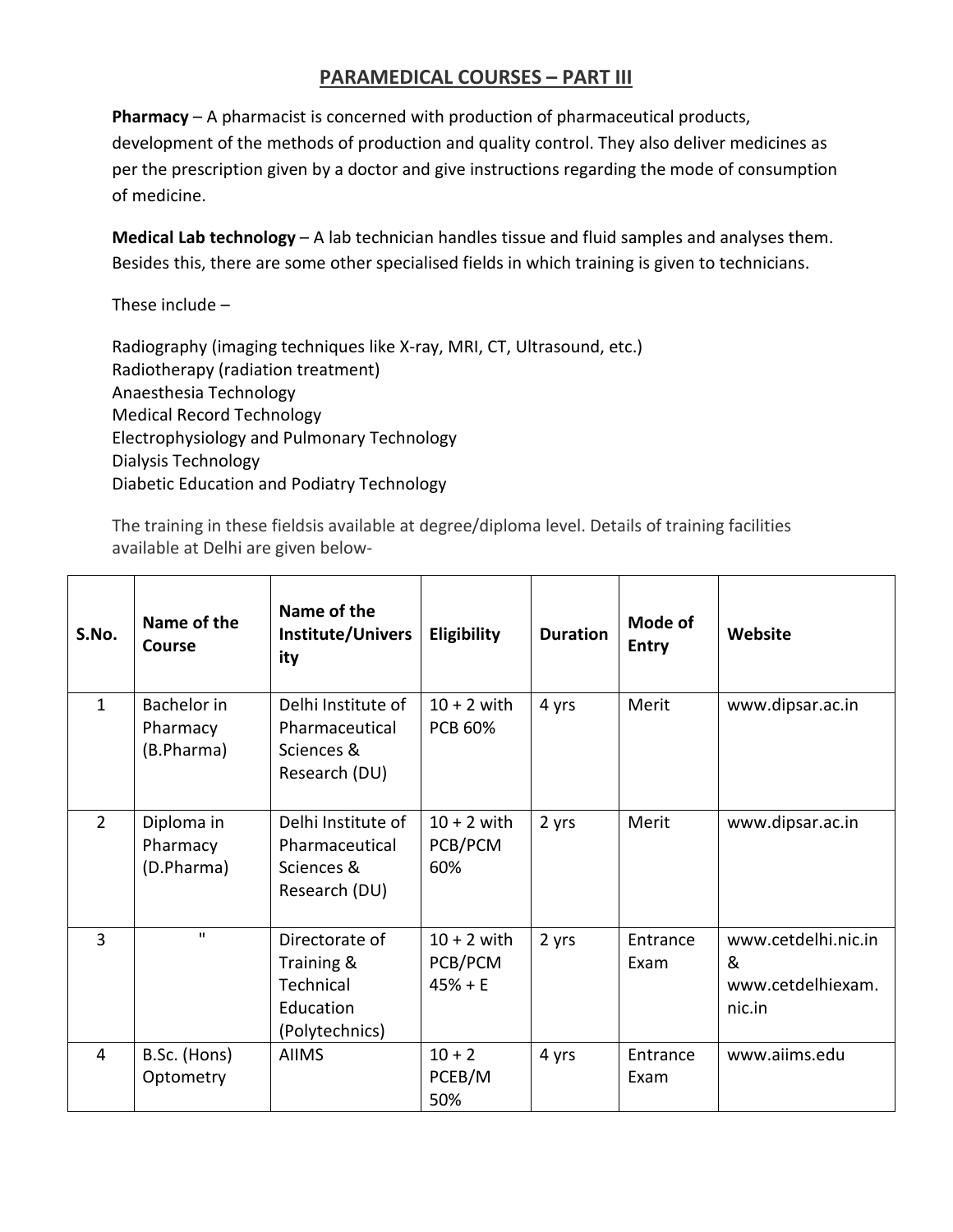## PARAMEDICAL COURSES – PART III

**Pharmacy** – A pharmacist is concerned with production of pharmaceutical products, development of the methods of production and quality control. They also deliver medicines as per the prescription given by a doctor and give instructions regarding the mode of consumption of medicine.

**Medical Lab technology** – A lab technician handles tissue and fluid samples and analyses them. Besides this, there are some other specialised fields in which training is given to technicians.

These include –

Radiography (imaging techniques like X-ray, MRI, CT, Ultrasound, etc.)
Radiotherapy (radiation treatment)
Anaesthesia Technology
Medical Record Technology
Electrophysiology and Pulmonary Technology
Dialysis Technology
Diabetic Education and Podiatry Technology

The training in these fieldsis available at degree/diploma level. Details of training facilities available at Delhi are given below-

| S.No. | Name of the Course | Name of the Institute/University | Eligibility | Duration | Mode of Entry | Website |
|---|---|---|---|---|---|---|
| 1 | Bachelor in Pharmacy (B.Pharma) | Delhi Institute of Pharmaceutical Sciences & Research (DU) | 10 + 2 with PCB 60% | 4 yrs | Merit | www.dipsar.ac.in |
| 2 | Diploma in Pharmacy (D.Pharma) | Delhi Institute of Pharmaceutical Sciences & Research (DU) | 10 + 2 with PCB/PCM 60% | 2 yrs | Merit | www.dipsar.ac.in |
| 3 | " | Directorate of Training & Technical Education (Polytechnics) | 10 + 2 with PCB/PCM 45% + E | 2 yrs | Entrance Exam | www.cetdelhi.nic.in & www.cetdelhiexam.nic.in |
| 4 | B.Sc. (Hons) Optometry | AIIMS | 10 + 2 PCEB/M 50% | 4 yrs | Entrance Exam | www.aiims.edu |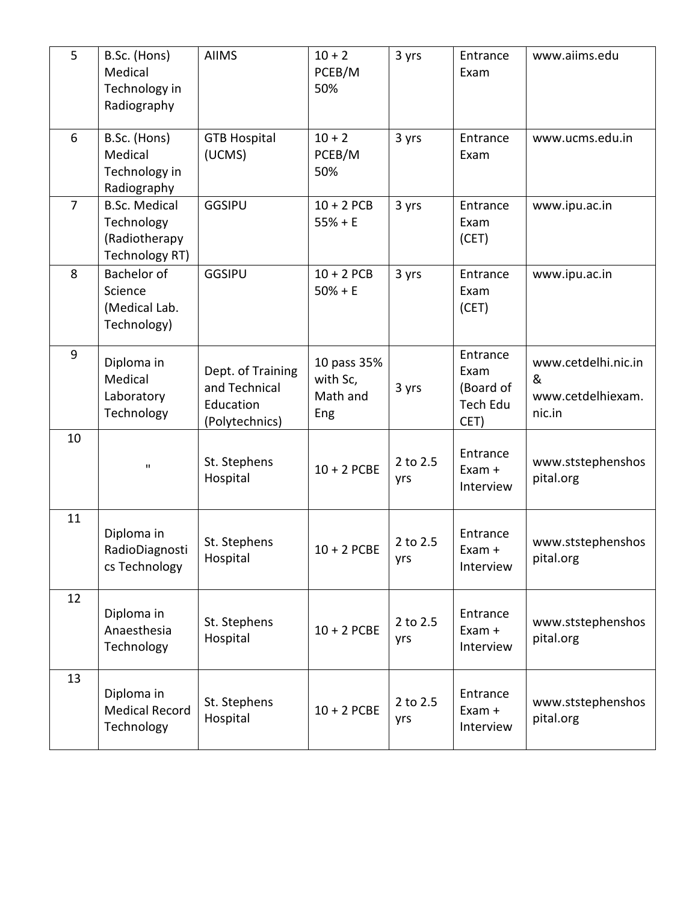| 5 | B.Sc. (Hons) Medical Technology in Radiography | AIIMS | 10 + 2 PCEB/M 50% | 3 yrs | Entrance Exam | www.aiims.edu |
|---|---|---|---|---|---|---|
| 6 | B.Sc. (Hons) Medical Technology in Radiography | GTB Hospital (UCMS) | 10 + 2 PCEB/M 50% | 3 yrs | Entrance Exam | www.ucms.edu.in |
| 7 | B.Sc. Medical Technology (Radiotherapy Technology RT) | GGSIPU | 10 + 2 PCB 55% + E | 3 yrs | Entrance Exam (CET) | www.ipu.ac.in |
| 8 | Bachelor of Science (Medical Lab. Technology) | GGSIPU | 10 + 2 PCB 50% + E | 3 yrs | Entrance Exam (CET) | www.ipu.ac.in |
| 9 | Diploma in Medical Laboratory Technology | Dept. of Training and Technical Education (Polytechnics) | 10 pass 35% with Sc, Math and Eng | 3 yrs | Entrance Exam (Board of Tech Edu CET) | www.cetdelhi.nic.in & www.cetdelhiexam.nic.in |
| 10 | " | St. Stephens Hospital | 10 + 2 PCBE | 2 to 2.5 yrs | Entrance Exam + Interview | www.ststephenshospital.org |
| 11 | Diploma in RadioDiagnostics Technology | St. Stephens Hospital | 10 + 2 PCBE | 2 to 2.5 yrs | Entrance Exam + Interview | www.ststephenshospital.org |
| 12 | Diploma in Anaesthesia Technology | St. Stephens Hospital | 10 + 2 PCBE | 2 to 2.5 yrs | Entrance Exam + Interview | www.ststephenshospital.org |
| 13 | Diploma in Medical Record Technology | St. Stephens Hospital | 10 + 2 PCBE | 2 to 2.5 yrs | Entrance Exam + Interview | www.ststephenshospital.org |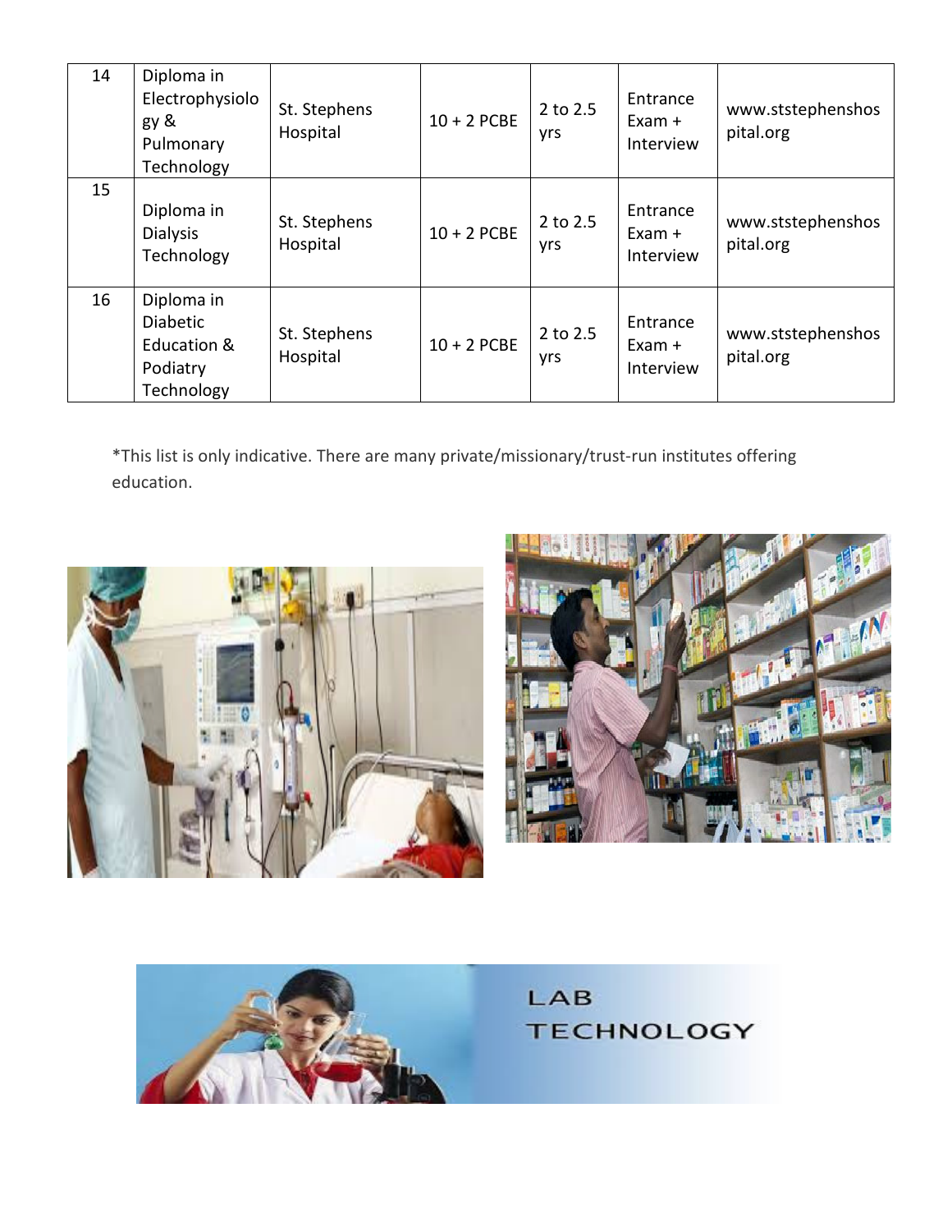| | | | | | | |
|---|---|---|---|---|---|---|
| 14 | Diploma in Electrophysiology & Pulmonary Technology | St. Stephens Hospital | 10 + 2 PCBE | 2 to 2.5 yrs | Entrance Exam + Interview | www.ststephenshospital.org |
| 15 | Diploma in Dialysis Technology | St. Stephens Hospital | 10 + 2 PCBE | 2 to 2.5 yrs | Entrance Exam + Interview | www.ststephenshospital.org |
| 16 | Diploma in Diabetic Education & Podiatry Technology | St. Stephens Hospital | 10 + 2 PCBE | 2 to 2.5 yrs | Entrance Exam + Interview | www.ststephenshospital.org |

*This list is only indicative. There are many private/missionary/trust-run institutes offering education.